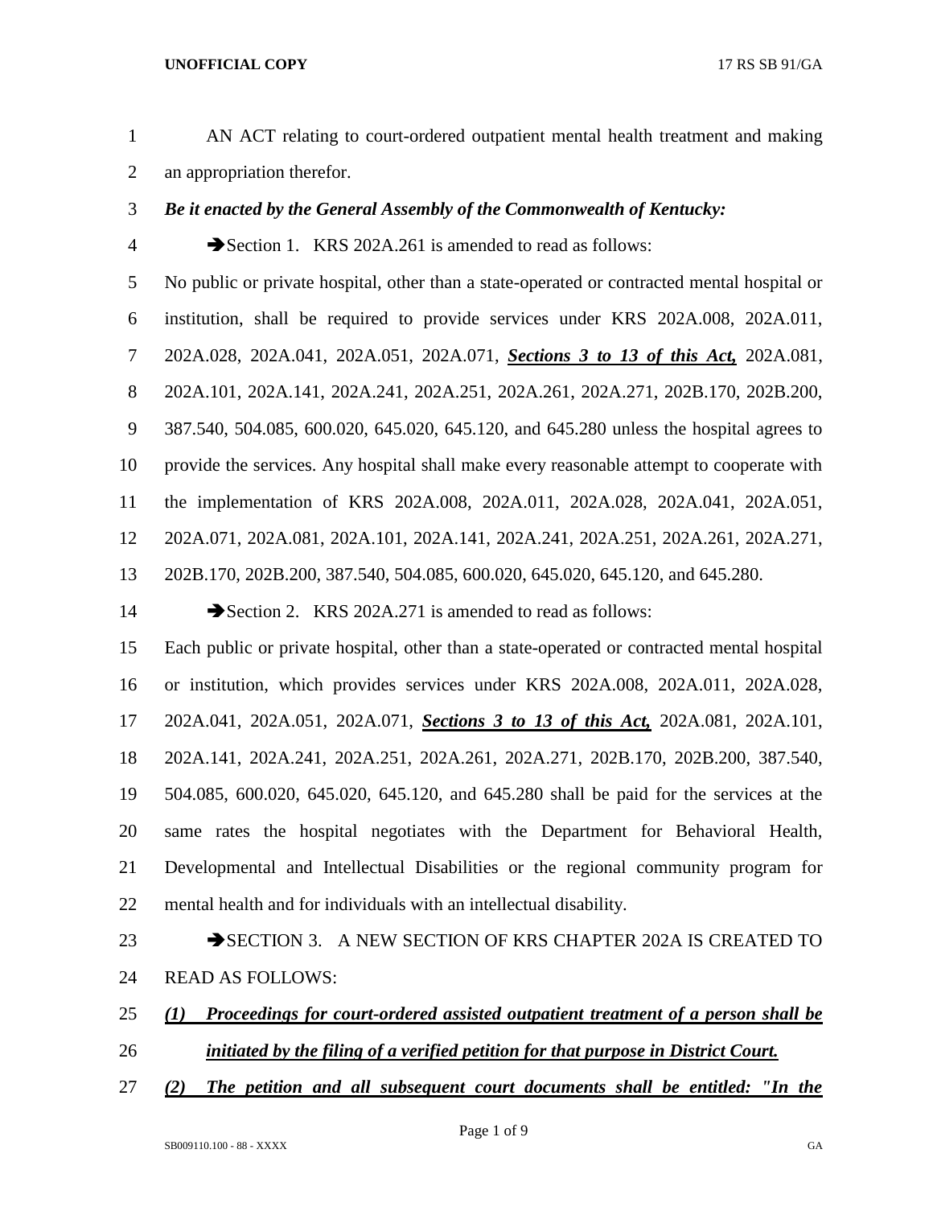AN ACT relating to court-ordered outpatient mental health treatment and making an appropriation therefor.

***Be it enacted by the General Assembly of the Commonwealth of Kentucky:***

➔Section 1. KRS 202A.261 is amended to read as follows:

No public or private hospital, other than a state-operated or contracted mental hospital or institution, shall be required to provide services under KRS 202A.008, 202A.011, 202A.028, 202A.041, 202A.051, 202A.071, ***<u>Sections 3 to 13 of this Act,</u>*** 202A.081, 202A.101, 202A.141, 202A.241, 202A.251, 202A.261, 202A.271, 202B.170, 202B.200, 387.540, 504.085, 600.020, 645.020, 645.120, and 645.280 unless the hospital agrees to provide the services. Any hospital shall make every reasonable attempt to cooperate with the implementation of KRS 202A.008, 202A.011, 202A.028, 202A.041, 202A.051, 202A.071, 202A.081, 202A.101, 202A.141, 202A.241, 202A.251, 202A.261, 202A.271, 202B.170, 202B.200, 387.540, 504.085, 600.020, 645.020, 645.120, and 645.280.

➔Section 2. KRS 202A.271 is amended to read as follows:

Each public or private hospital, other than a state-operated or contracted mental hospital or institution, which provides services under KRS 202A.008, 202A.011, 202A.028, 202A.041, 202A.051, 202A.071, ***<u>Sections 3 to 13 of this Act,</u>*** 202A.081, 202A.101, 202A.141, 202A.241, 202A.251, 202A.261, 202A.271, 202B.170, 202B.200, 387.540, 504.085, 600.020, 645.020, 645.120, and 645.280 shall be paid for the services at the same rates the hospital negotiates with the Department for Behavioral Health, Developmental and Intellectual Disabilities or the regional community program for mental health and for individuals with an intellectual disability.

➔SECTION 3. A NEW SECTION OF KRS CHAPTER 202A IS CREATED TO READ AS FOLLOWS:

***<u>(1) Proceedings for court-ordered assisted outpatient treatment of a person shall be initiated by the filing of a verified petition for that purpose in District Court.</u>***

***<u>(2) The petition and all subsequent court documents shall be entitled: "In the</u>***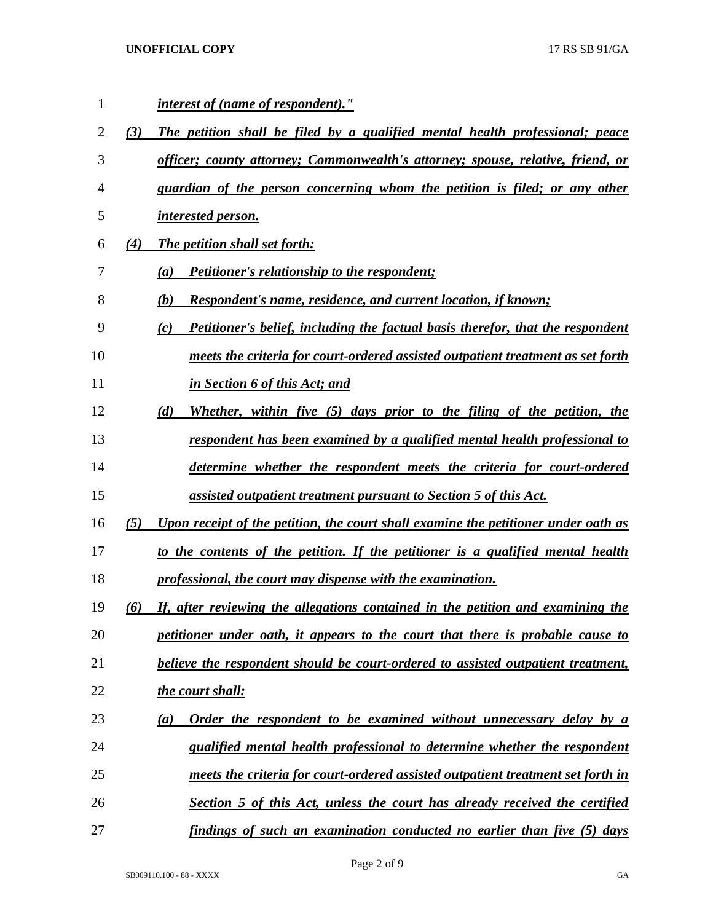*interest of (name of respondent)."*

*(3) The petition shall be filed by a qualified mental health professional; peace officer; county attorney; Commonwealth's attorney; spouse, relative, friend, or guardian of the person concerning whom the petition is filed; or any other interested person.*

*(4) The petition shall set forth:*

*(a) Petitioner's relationship to the respondent;*

*(b) Respondent's name, residence, and current location, if known;*

*(c) Petitioner's belief, including the factual basis therefor, that the respondent meets the criteria for court-ordered assisted outpatient treatment as set forth in Section 6 of this Act; and*

*(d) Whether, within five (5) days prior to the filing of the petition, the respondent has been examined by a qualified mental health professional to determine whether the respondent meets the criteria for court-ordered assisted outpatient treatment pursuant to Section 5 of this Act.*

*(5) Upon receipt of the petition, the court shall examine the petitioner under oath as to the contents of the petition. If the petitioner is a qualified mental health professional, the court may dispense with the examination.*

*(6) If, after reviewing the allegations contained in the petition and examining the petitioner under oath, it appears to the court that there is probable cause to believe the respondent should be court-ordered to assisted outpatient treatment, the court shall:*

*(a) Order the respondent to be examined without unnecessary delay by a qualified mental health professional to determine whether the respondent meets the criteria for court-ordered assisted outpatient treatment set forth in Section 5 of this Act, unless the court has already received the certified findings of such an examination conducted no earlier than five (5) days*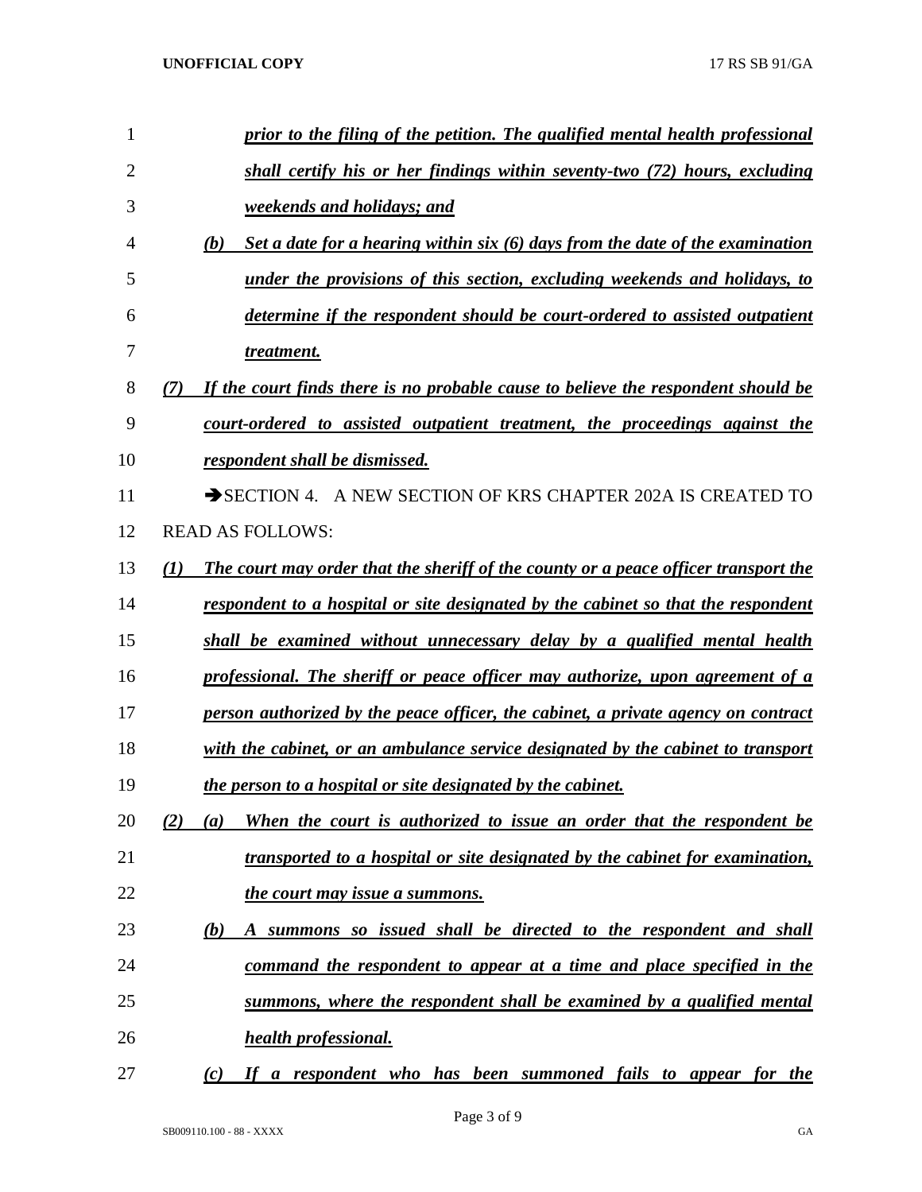***prior to the filing of the petition. The qualified mental health professional shall certify his or her findings within seventy-two (72) hours, excluding weekends and holidays; and***

***(b) Set a date for a hearing within six (6) days from the date of the examination under the provisions of this section, excluding weekends and holidays, to determine if the respondent should be court-ordered to assisted outpatient treatment.***

***(7) If the court finds there is no probable cause to believe the respondent should be court-ordered to assisted outpatient treatment, the proceedings against the respondent shall be dismissed.***

➔SECTION 4. A NEW SECTION OF KRS CHAPTER 202A IS CREATED TO READ AS FOLLOWS:

***(1) The court may order that the sheriff of the county or a peace officer transport the respondent to a hospital or site designated by the cabinet so that the respondent shall be examined without unnecessary delay by a qualified mental health professional. The sheriff or peace officer may authorize, upon agreement of a person authorized by the peace officer, the cabinet, a private agency on contract with the cabinet, or an ambulance service designated by the cabinet to transport the person to a hospital or site designated by the cabinet.***

***(2) (a) When the court is authorized to issue an order that the respondent be transported to a hospital or site designated by the cabinet for examination, the court may issue a summons.***

***(b) A summons so issued shall be directed to the respondent and shall command the respondent to appear at a time and place specified in the summons, where the respondent shall be examined by a qualified mental health professional.***

***(c) If a respondent who has been summoned fails to appear for the***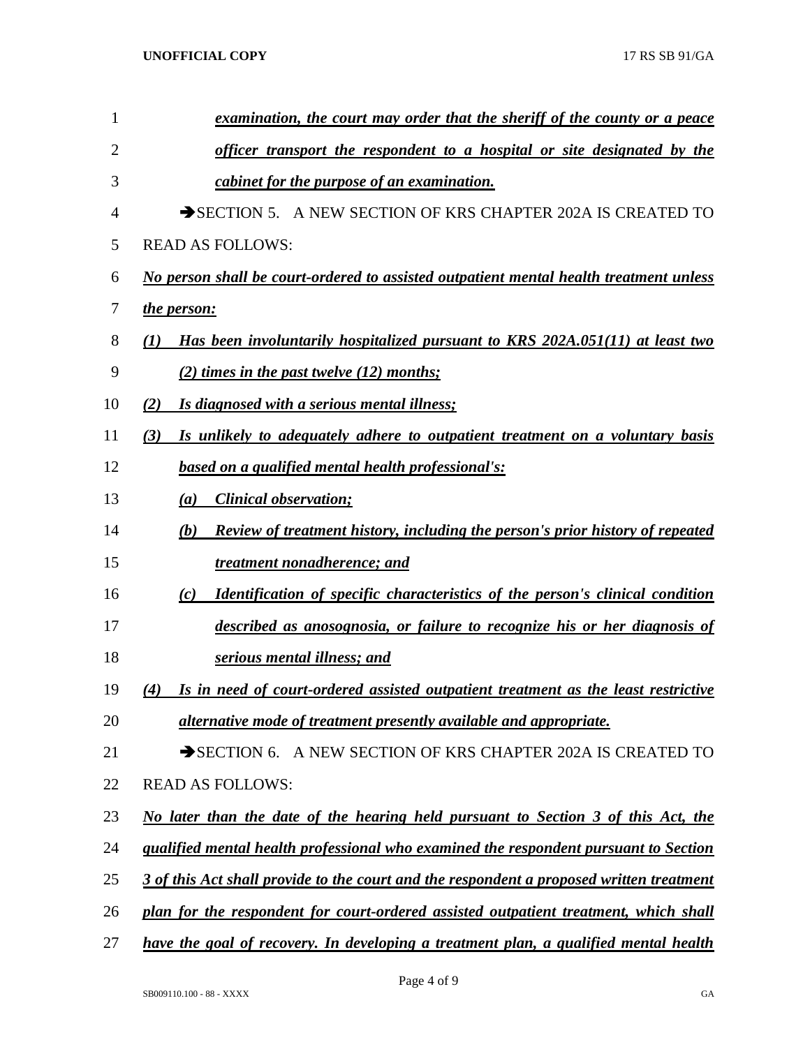*examination, the court may order that the sheriff of the county or a peace officer transport the respondent to a hospital or site designated by the cabinet for the purpose of an examination.*

➔SECTION 5. A NEW SECTION OF KRS CHAPTER 202A IS CREATED TO READ AS FOLLOWS:

*No person shall be court-ordered to assisted outpatient mental health treatment unless the person:*

*(1) Has been involuntarily hospitalized pursuant to KRS 202A.051(11) at least two (2) times in the past twelve (12) months;*

*(2) Is diagnosed with a serious mental illness;*

*(3) Is unlikely to adequately adhere to outpatient treatment on a voluntary basis based on a qualified mental health professional's:*

*(a) Clinical observation;*

*(b) Review of treatment history, including the person's prior history of repeated treatment nonadherence; and*

*(c) Identification of specific characteristics of the person's clinical condition described as anosognosia, or failure to recognize his or her diagnosis of serious mental illness; and*

*(4) Is in need of court-ordered assisted outpatient treatment as the least restrictive alternative mode of treatment presently available and appropriate.*

➔SECTION 6. A NEW SECTION OF KRS CHAPTER 202A IS CREATED TO READ AS FOLLOWS:

*No later than the date of the hearing held pursuant to Section 3 of this Act, the qualified mental health professional who examined the respondent pursuant to Section 3 of this Act shall provide to the court and the respondent a proposed written treatment plan for the respondent for court-ordered assisted outpatient treatment, which shall have the goal of recovery. In developing a treatment plan, a qualified mental health*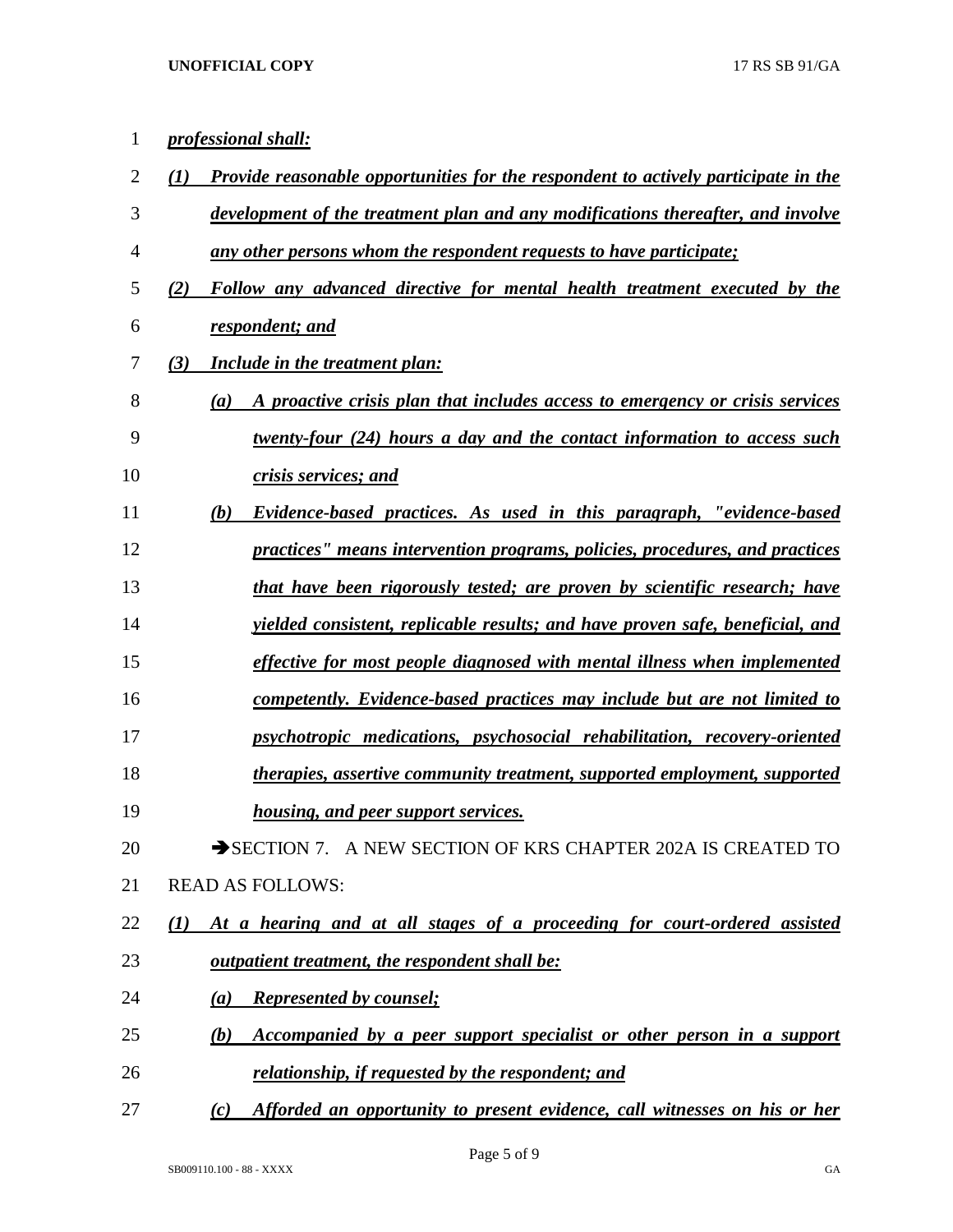***professional shall:***

***(1) Provide reasonable opportunities for the respondent to actively participate in the development of the treatment plan and any modifications thereafter, and involve any other persons whom the respondent requests to have participate;***

***(2) Follow any advanced directive for mental health treatment executed by the respondent; and***

***(3) Include in the treatment plan:***

***(a) A proactive crisis plan that includes access to emergency or crisis services twenty-four (24) hours a day and the contact information to access such crisis services; and***

***(b) Evidence-based practices. As used in this paragraph, "evidence-based practices" means intervention programs, policies, procedures, and practices that have been rigorously tested; are proven by scientific research; have yielded consistent, replicable results; and have proven safe, beneficial, and effective for most people diagnosed with mental illness when implemented competently. Evidence-based practices may include but are not limited to psychotropic medications, psychosocial rehabilitation, recovery-oriented therapies, assertive community treatment, supported employment, supported housing, and peer support services.***

➔SECTION 7. A NEW SECTION OF KRS CHAPTER 202A IS CREATED TO READ AS FOLLOWS:

***(1) At a hearing and at all stages of a proceeding for court-ordered assisted outpatient treatment, the respondent shall be:***

***(a) Represented by counsel;***

***(b) Accompanied by a peer support specialist or other person in a support relationship, if requested by the respondent; and***

***(c) Afforded an opportunity to present evidence, call witnesses on his or her***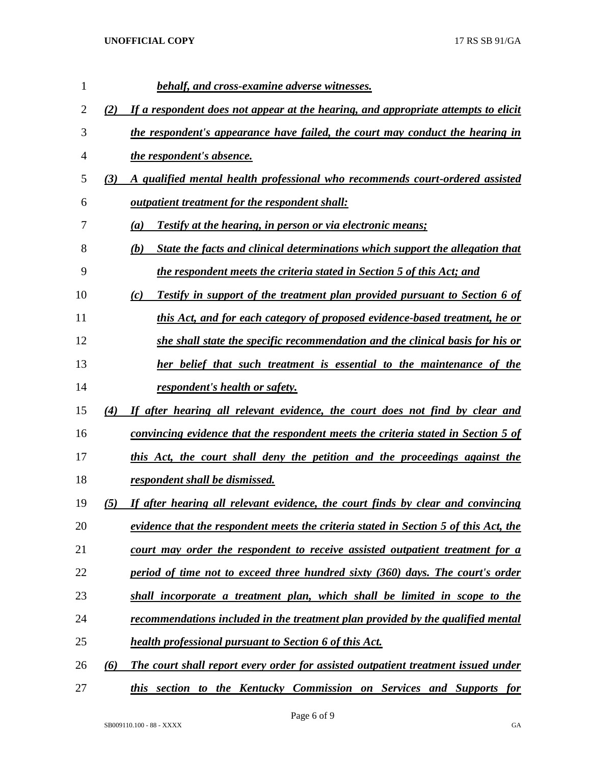*behalf, and cross-examine adverse witnesses.*

*(2) If a respondent does not appear at the hearing, and appropriate attempts to elicit the respondent's appearance have failed, the court may conduct the hearing in the respondent's absence.*

*(3) A qualified mental health professional who recommends court-ordered assisted outpatient treatment for the respondent shall:*

*(a) Testify at the hearing, in person or via electronic means;*

*(b) State the facts and clinical determinations which support the allegation that the respondent meets the criteria stated in Section 5 of this Act; and*

*(c) Testify in support of the treatment plan provided pursuant to Section 6 of this Act, and for each category of proposed evidence-based treatment, he or she shall state the specific recommendation and the clinical basis for his or her belief that such treatment is essential to the maintenance of the respondent's health or safety.*

*(4) If after hearing all relevant evidence, the court does not find by clear and convincing evidence that the respondent meets the criteria stated in Section 5 of this Act, the court shall deny the petition and the proceedings against the respondent shall be dismissed.*

*(5) If after hearing all relevant evidence, the court finds by clear and convincing evidence that the respondent meets the criteria stated in Section 5 of this Act, the court may order the respondent to receive assisted outpatient treatment for a period of time not to exceed three hundred sixty (360) days. The court's order shall incorporate a treatment plan, which shall be limited in scope to the recommendations included in the treatment plan provided by the qualified mental health professional pursuant to Section 6 of this Act.*

*(6) The court shall report every order for assisted outpatient treatment issued under this section to the Kentucky Commission on Services and Supports for*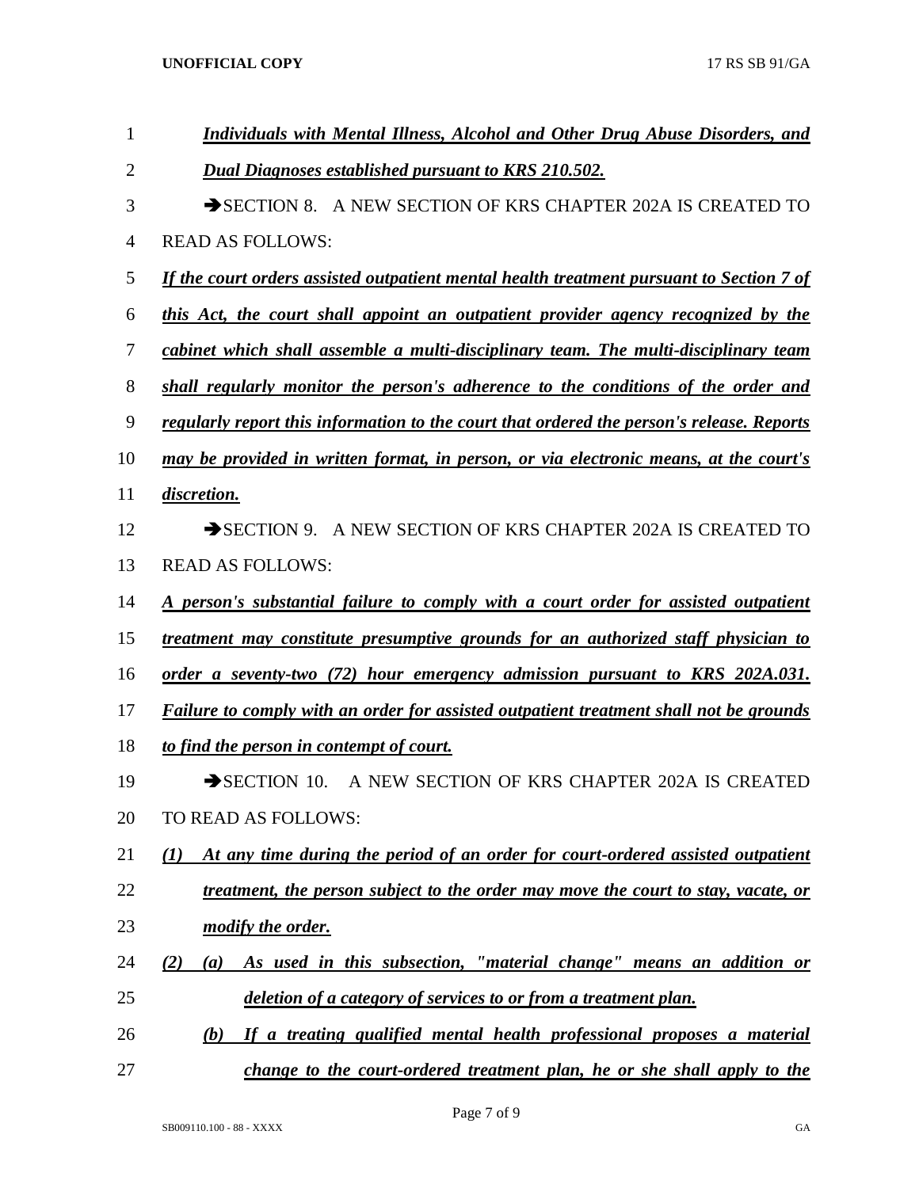***Individuals with Mental Illness, Alcohol and Other Drug Abuse Disorders, and Dual Diagnoses established pursuant to KRS 210.502.***

➔SECTION 8. A NEW SECTION OF KRS CHAPTER 202A IS CREATED TO READ AS FOLLOWS:

***If the court orders assisted outpatient mental health treatment pursuant to Section 7 of this Act, the court shall appoint an outpatient provider agency recognized by the cabinet which shall assemble a multi-disciplinary team. The multi-disciplinary team shall regularly monitor the person's adherence to the conditions of the order and regularly report this information to the court that ordered the person's release. Reports may be provided in written format, in person, or via electronic means, at the court's discretion.***

➔SECTION 9. A NEW SECTION OF KRS CHAPTER 202A IS CREATED TO READ AS FOLLOWS:

***A person's substantial failure to comply with a court order for assisted outpatient treatment may constitute presumptive grounds for an authorized staff physician to order a seventy-two (72) hour emergency admission pursuant to KRS 202A.031. Failure to comply with an order for assisted outpatient treatment shall not be grounds to find the person in contempt of court.***

➔SECTION 10. A NEW SECTION OF KRS CHAPTER 202A IS CREATED TO READ AS FOLLOWS:

***(1) At any time during the period of an order for court-ordered assisted outpatient treatment, the person subject to the order may move the court to stay, vacate, or modify the order.***

***(2) (a) As used in this subsection, "material change" means an addition or deletion of a category of services to or from a treatment plan.***

***(b) If a treating qualified mental health professional proposes a material change to the court-ordered treatment plan, he or she shall apply to the***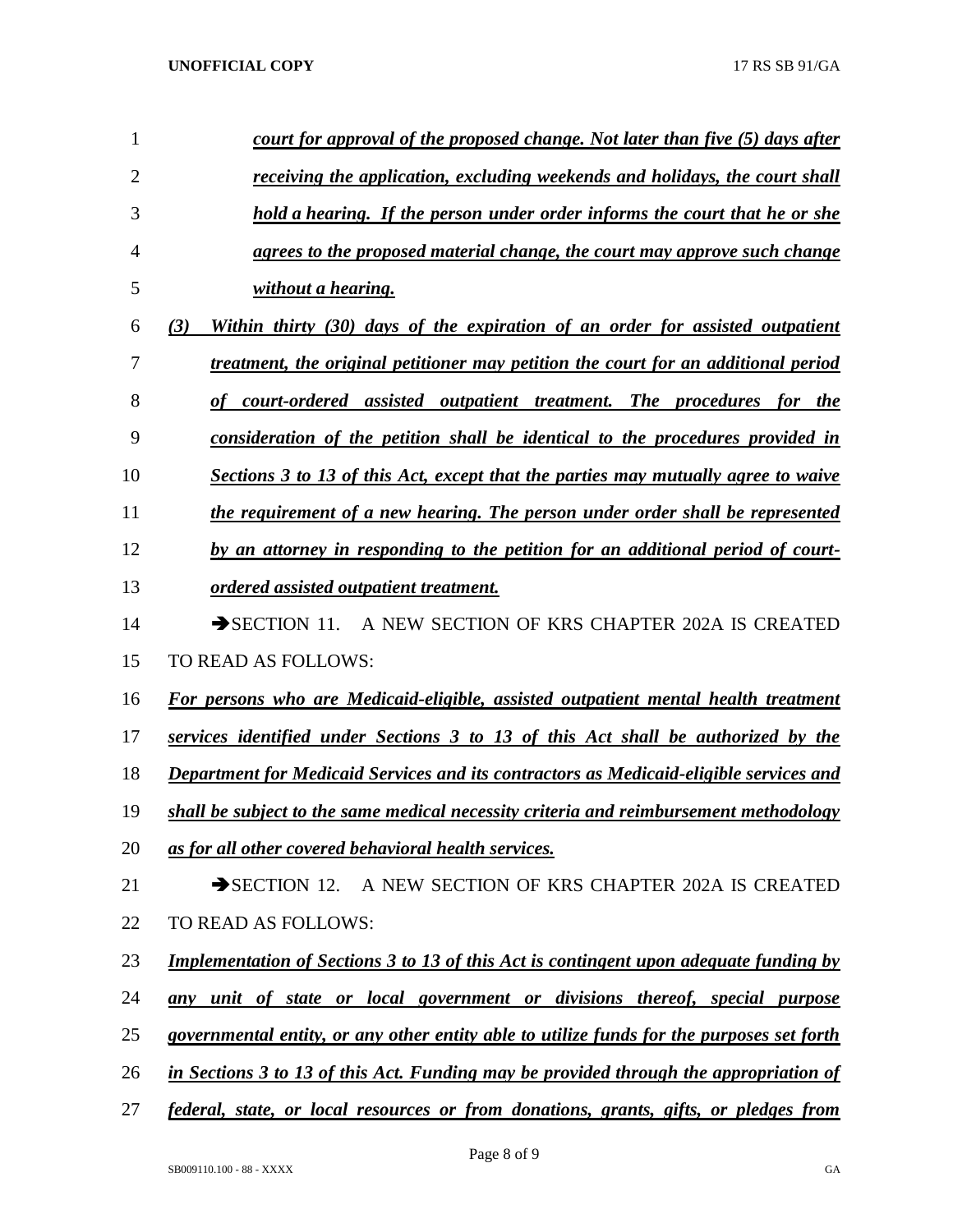*court for approval of the proposed change. Not later than five (5) days after receiving the application, excluding weekends and holidays, the court shall hold a hearing. If the person under order informs the court that he or she agrees to the proposed material change, the court may approve such change without a hearing.*

*(3) Within thirty (30) days of the expiration of an order for assisted outpatient treatment, the original petitioner may petition the court for an additional period of court-ordered assisted outpatient treatment. The procedures for the consideration of the petition shall be identical to the procedures provided in Sections 3 to 13 of this Act, except that the parties may mutually agree to waive the requirement of a new hearing. The person under order shall be represented by an attorney in responding to the petition for an additional period of court-ordered assisted outpatient treatment.*

➔SECTION 11. A NEW SECTION OF KRS CHAPTER 202A IS CREATED TO READ AS FOLLOWS:

*For persons who are Medicaid-eligible, assisted outpatient mental health treatment services identified under Sections 3 to 13 of this Act shall be authorized by the Department for Medicaid Services and its contractors as Medicaid-eligible services and shall be subject to the same medical necessity criteria and reimbursement methodology as for all other covered behavioral health services.*

➔SECTION 12. A NEW SECTION OF KRS CHAPTER 202A IS CREATED TO READ AS FOLLOWS:

*Implementation of Sections 3 to 13 of this Act is contingent upon adequate funding by any unit of state or local government or divisions thereof, special purpose governmental entity, or any other entity able to utilize funds for the purposes set forth in Sections 3 to 13 of this Act. Funding may be provided through the appropriation of federal, state, or local resources or from donations, grants, gifts, or pledges from*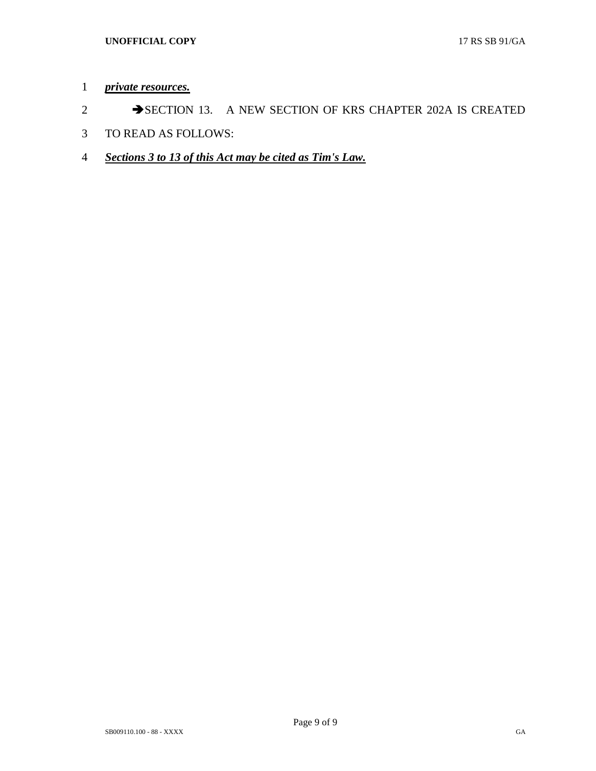***private resources.***

➔SECTION 13. A NEW SECTION OF KRS CHAPTER 202A IS CREATED TO READ AS FOLLOWS:

***Sections 3 to 13 of this Act may be cited as Tim's Law.***